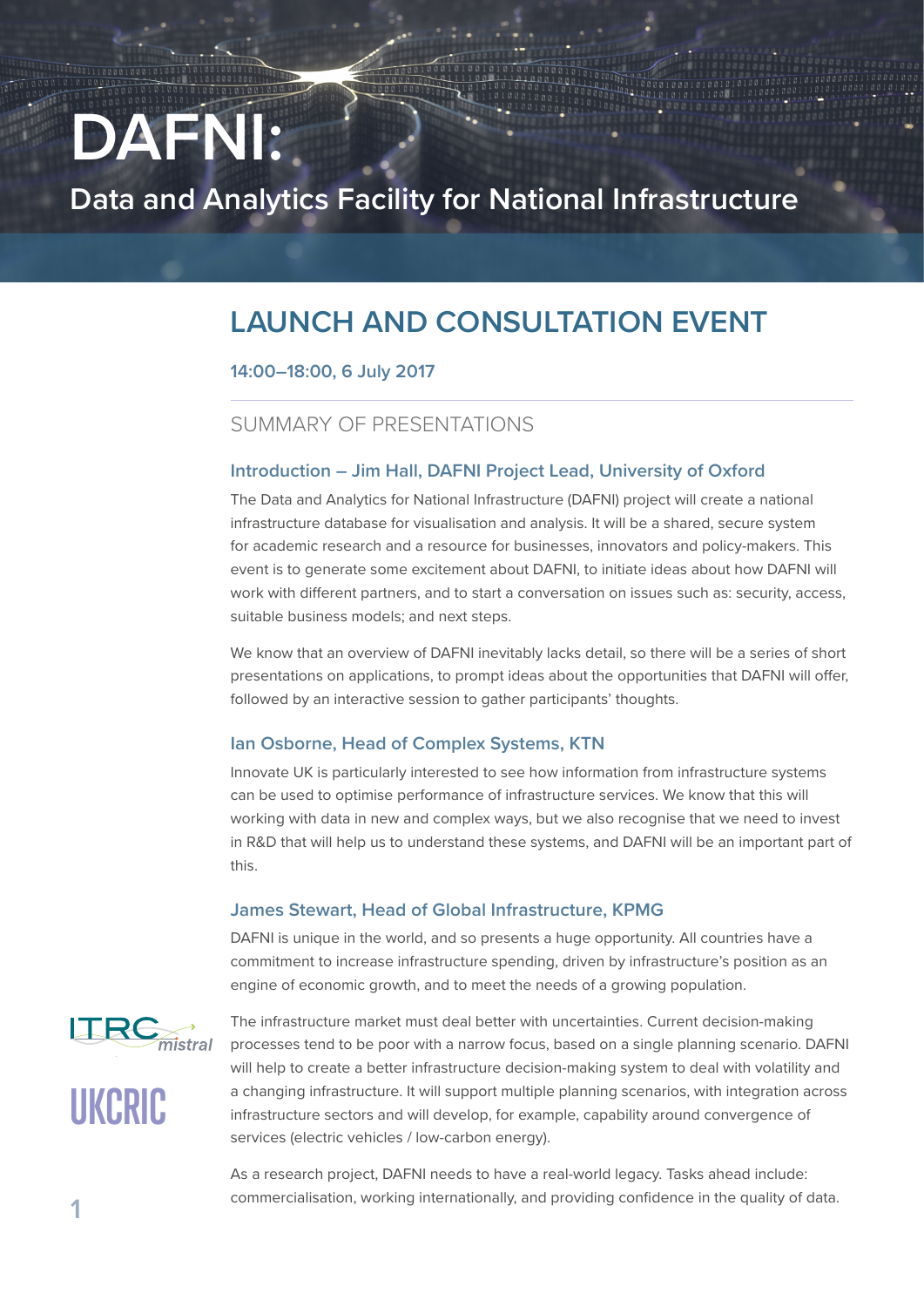# DAFNI:

## Data and Analytics Facility for National Infrastructure

## LAUNCH AND CONSULTATION EVENT

**14:00–18:00, 6 July 2017**

### SUMMARY OF PRESENTATIONS

#### Introduction – Jim Hall, DAFNI Project Lead, University of Oxford

The Data and Analytics for National Infrastructure (DAFNI) project will create a national infrastructure database for visualisation and analysis. It will be a shared, secure system for academic research and a resource for businesses, innovators and policy-makers. This event is to generate some excitement about DAFNI, to initiate ideas about how DAFNI will work with different partners, and to start a conversation on issues such as: security, access, suitable business models; and next steps.

We know that an overview of DAFNI inevitably lacks detail, so there will be a series of short presentations on applications, to prompt ideas about the opportunities that DAFNI will offer, followed by an interactive session to gather participants' thoughts.

#### Ian Osborne, Head of Complex Systems, KTN

Innovate UK is particularly interested to see how information from infrastructure systems can be used to optimise performance of infrastructure services. We know that this will working with data in new and complex ways, but we also recognise that we need to invest in R&D that will help us to understand these systems, and DAFNI will be an important part of this.

#### James Stewart, Head of Global Infrastructure, KPMG

DAFNI is unique in the world, and so presents a huge opportunity. All countries have a commitment to increase infrastructure spending, driven by infrastructure's position as an engine of economic growth, and to meet the needs of a growing population.

The infrastructure market must deal better with uncertainties. Current decision-making processes tend to be poor with a narrow focus, based on a single planning scenario. DAFNI will help to create a better infrastructure decision-making system to deal with volatility and a changing infrastructure. It will support multiple planning scenarios, with integration across infrastructure sectors and will develop, for example, capability around convergence of services (electric vehicles / low-carbon energy).

As a research project, DAFNI needs to have a real-world legacy. Tasks ahead include: commercialisation, working internationally, and providing confidence in the quality of data.

ITRC mistral

UKCRIC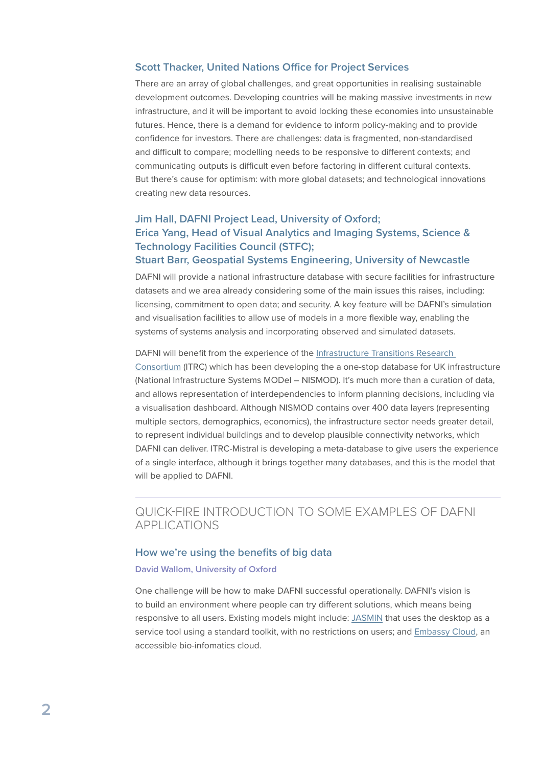### Scott Thacker, United Nations Office for Project Services

There are an array of global challenges, and great opportunities in realising sustainable development outcomes. Developing countries will be making massive investments in new infrastructure, and it will be important to avoid locking these economies into unsustainable futures. Hence, there is a demand for evidence to inform policy-making and to provide confidence for investors. There are challenges: data is fragmented, non-standardised and difficult to compare; modelling needs to be responsive to different contexts; and communicating outputs is difficult even before factoring in different cultural contexts. But there's cause for optimism: with more global datasets; and technological innovations creating new data resources.

### Jim Hall, DAFNI Project Lead, University of Oxford; Erica Yang, Head of Visual Analytics and Imaging Systems, Science & Technology Facilities Council (STFC); Stuart Barr, Geospatial Systems Engineering, University of Newcastle

DAFNI will provide a national infrastructure database with secure facilities for infrastructure datasets and we area already considering some of the main issues this raises, including: licensing, commitment to open data; and security. A key feature will be DAFNI's simulation and visualisation facilities to allow use of models in a more flexible way, enabling the systems of systems analysis and incorporating observed and simulated datasets.

DAFNI will benefit from the experience of the Infrastructure Transitions Research Consortium (ITRC) which has been developing the a one-stop database for UK infrastructure (National Infrastructure Systems MODel – NISMOD). It's much more than a curation of data, and allows representation of interdependencies to inform planning decisions, including via a visualisation dashboard. Although NISMOD contains over 400 data layers (representing multiple sectors, demographics, economics), the infrastructure sector needs greater detail, to represent individual buildings and to develop plausible connectivity networks, which DAFNI can deliver. ITRC-Mistral is developing a meta-database to give users the experience of a single interface, although it brings together many databases, and this is the model that will be applied to DAFNI.

---

## QUICK-FIRE INTRODUCTION TO SOME EXAMPLES OF DAFNI APPLICATIONS

### How we're using the benefits of big data

#### David Wallom, University of Oxford

One challenge will be how to make DAFNI successful operationally. DAFNI's vision is to build an environment where people can try different solutions, which means being responsive to all users. Existing models might include: JASMIN that uses the desktop as a service tool using a standard toolkit, with no restrictions on users; and Embassy Cloud, an accessible bio-infomatics cloud.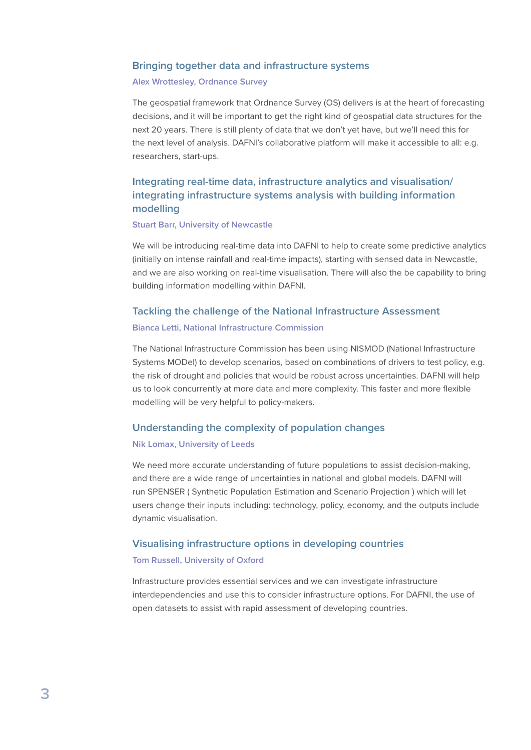## Bringing together data and infrastructure systems

**Alex Wrottesley, Ordnance Survey**

The geospatial framework that Ordnance Survey (OS) delivers is at the heart of forecasting decisions, and it will be important to get the right kind of geospatial data structures for the next 20 years. There is still plenty of data that we don't yet have, but we'll need this for the next level of analysis. DAFNI's collaborative platform will make it accessible to all: e.g. researchers, start-ups.

## Integrating real-time data, infrastructure analytics and visualisation/ integrating infrastructure systems analysis with building information modelling

**Stuart Barr, University of Newcastle**

We will be introducing real-time data into DAFNI to help to create some predictive analytics (initially on intense rainfall and real-time impacts), starting with sensed data in Newcastle, and we are also working on real-time visualisation. There will also the be capability to bring building information modelling within DAFNI.

## Tackling the challenge of the National Infrastructure Assessment

**Bianca Letti, National Infrastructure Commission**

The National Infrastructure Commission has been using NISMOD (National Infrastructure Systems MODel) to develop scenarios, based on combinations of drivers to test policy, e.g. the risk of drought and policies that would be robust across uncertainties. DAFNI will help us to look concurrently at more data and more complexity. This faster and more flexible modelling will be very helpful to policy-makers.

## Understanding the complexity of population changes

**Nik Lomax, University of Leeds**

We need more accurate understanding of future populations to assist decision-making, and there are a wide range of uncertainties in national and global models. DAFNI will run SPENSER ( Synthetic Population Estimation and Scenario Projection ) which will let users change their inputs including: technology, policy, economy, and the outputs include dynamic visualisation.

## Visualising infrastructure options in developing countries

**Tom Russell, University of Oxford**

Infrastructure provides essential services and we can investigate infrastructure interdependencies and use this to consider infrastructure options. For DAFNI, the use of open datasets to assist with rapid assessment of developing countries.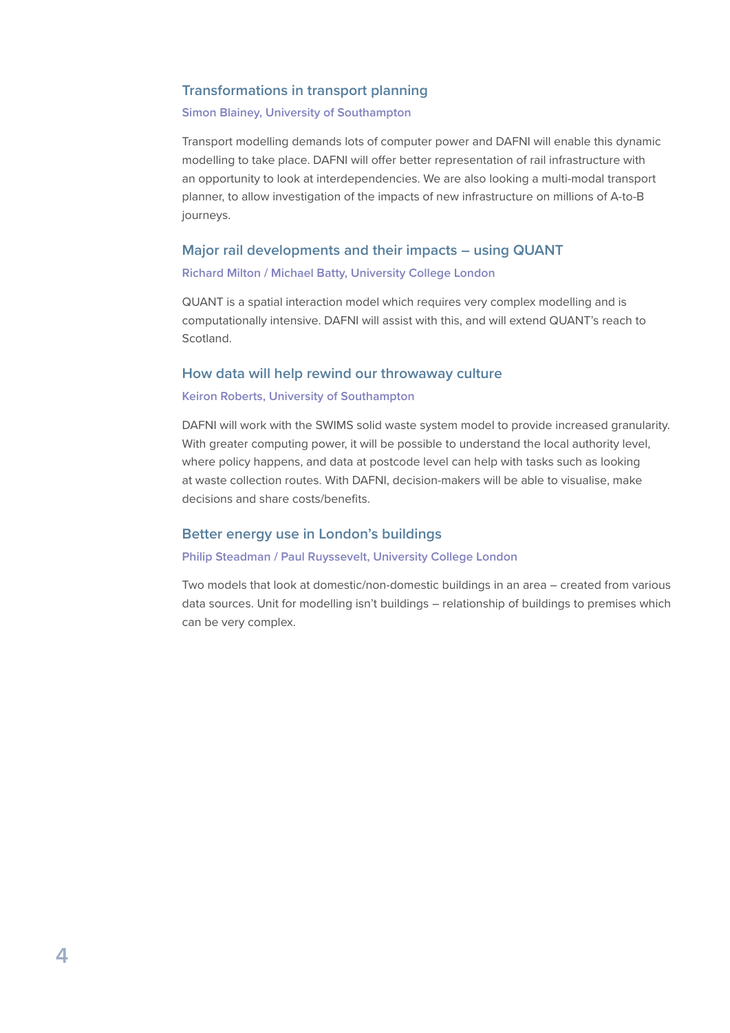## Transformations in transport planning

Simon Blainey, University of Southampton

Transport modelling demands lots of computer power and DAFNI will enable this dynamic modelling to take place. DAFNI will offer better representation of rail infrastructure with an opportunity to look at interdependencies. We are also looking a multi-modal transport planner, to allow investigation of the impacts of new infrastructure on millions of A-to-B journeys.

## Major rail developments and their impacts – using QUANT

Richard Milton / Michael Batty, University College London

QUANT is a spatial interaction model which requires very complex modelling and is computationally intensive. DAFNI will assist with this, and will extend QUANT's reach to Scotland.

## How data will help rewind our throwaway culture

Keiron Roberts, University of Southampton

DAFNI will work with the SWIMS solid waste system model to provide increased granularity. With greater computing power, it will be possible to understand the local authority level, where policy happens, and data at postcode level can help with tasks such as looking at waste collection routes. With DAFNI, decision-makers will be able to visualise, make decisions and share costs/benefits.

## Better energy use in London's buildings

Philip Steadman / Paul Ruyssevelt, University College London

Two models that look at domestic/non-domestic buildings in an area – created from various data sources. Unit for modelling isn't buildings – relationship of buildings to premises which can be very complex.